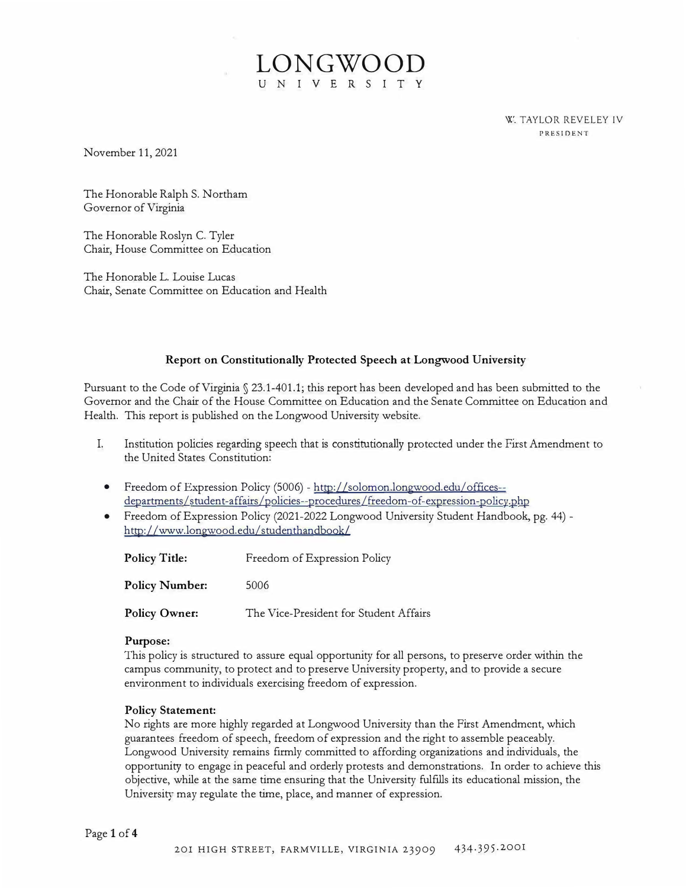# LONGWOOD UNIVERSITY

W. TAYLOR REVELEY IV
PRESIDENT

November 11, 2021

The Honorable Ralph S. Northam
Governor of Virginia

The Honorable Roslyn C. Tyler
Chair, House Committee on Education

The Honorable L. Louise Lucas
Chair, Senate Committee on Education and Health

## Report on Constitutionally Protected Speech at Longwood University

Pursuant to the Code of Virginia § 23.1-401.1; this report has been developed and has been submitted to the Governor and the Chair of the House Committee on Education and the Senate Committee on Education and Health. This report is published on the Longwood University website.

I. Institution policies regarding speech that is constitutionally protected under the First Amendment to the United States Constitution:

- Freedom of Expression Policy (5006) - http://solomon.longwood.edu/offices--departments/student-affairs/policies--procedures/freedom-of-expression-policy.php
- Freedom of Expression Policy (2021-2022 Longwood University Student Handbook, pg. 44) - http://www.longwood.edu/studenthandbook/

**Policy Title:** Freedom of Expression Policy

**Policy Number:** 5006

**Policy Owner:** The Vice-President for Student Affairs

**Purpose:**
This policy is structured to assure equal opportunity for all persons, to preserve order within the campus community, to protect and to preserve University property, and to provide a secure environment to individuals exercising freedom of expression.

**Policy Statement:**
No rights are more highly regarded at Longwood University than the First Amendment, which guarantees freedom of speech, freedom of expression and the right to assemble peaceably. Longwood University remains firmly committed to affording organizations and individuals, the opportunity to engage in peaceful and orderly protests and demonstrations. In order to achieve this objective, while at the same time ensuring that the University fulfills its educational mission, the University may regulate the time, place, and manner of expression.

201 HIGH STREET, FARMVILLE, VIRGINIA 23909 434.395.2001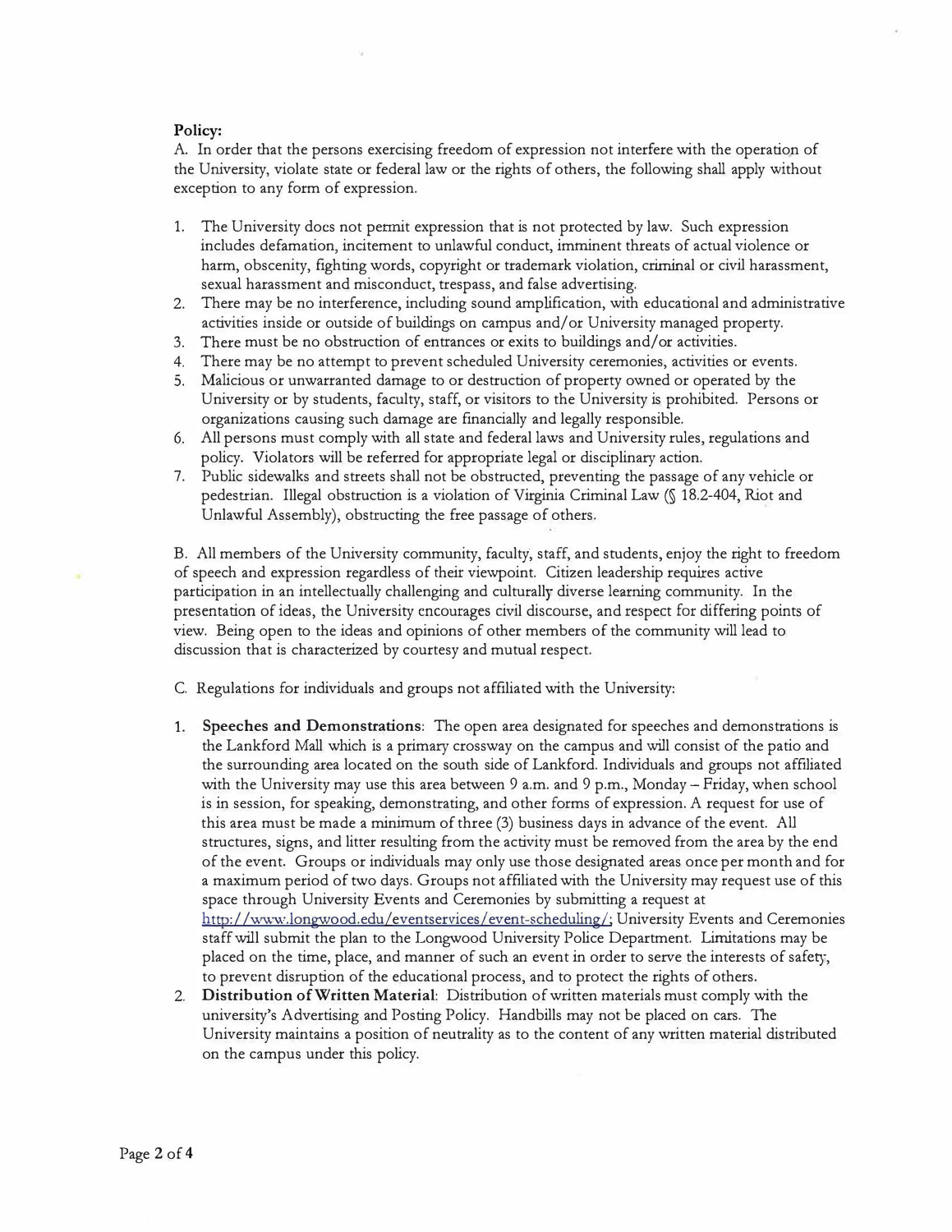**Policy:**

A. In order that the persons exercising freedom of expression not interfere with the operation of the University, violate state or federal law or the rights of others, the following shall apply without exception to any form of expression.

1. The University does not permit expression that is not protected by law. Such expression includes defamation, incitement to unlawful conduct, imminent threats of actual violence or harm, obscenity, fighting words, copyright or trademark violation, criminal or civil harassment, sexual harassment and misconduct, trespass, and false advertising.
2. There may be no interference, including sound amplification, with educational and administrative activities inside or outside of buildings on campus and/or University managed property.
3. There must be no obstruction of entrances or exits to buildings and/or activities.
4. There may be no attempt to prevent scheduled University ceremonies, activities or events.
5. Malicious or unwarranted damage to or destruction of property owned or operated by the University or by students, faculty, staff, or visitors to the University is prohibited. Persons or organizations causing such damage are financially and legally responsible.
6. All persons must comply with all state and federal laws and University rules, regulations and policy. Violators will be referred for appropriate legal or disciplinary action.
7. Public sidewalks and streets shall not be obstructed, preventing the passage of any vehicle or pedestrian. Illegal obstruction is a violation of Virginia Criminal Law (§ 18.2-404, Riot and Unlawful Assembly), obstructing the free passage of others.

B. All members of the University community, faculty, staff, and students, enjoy the right to freedom of speech and expression regardless of their viewpoint. Citizen leadership requires active participation in an intellectually challenging and culturally diverse learning community. In the presentation of ideas, the University encourages civil discourse, and respect for differing points of view. Being open to the ideas and opinions of other members of the community will lead to discussion that is characterized by courtesy and mutual respect.

C. Regulations for individuals and groups not affiliated with the University:

1. **Speeches and Demonstrations**: The open area designated for speeches and demonstrations is the Lankford Mall which is a primary crossway on the campus and will consist of the patio and the surrounding area located on the south side of Lankford. Individuals and groups not affiliated with the University may use this area between 9 a.m. and 9 p.m., Monday – Friday, when school is in session, for speaking, demonstrating, and other forms of expression. A request for use of this area must be made a minimum of three (3) business days in advance of the event. All structures, signs, and litter resulting from the activity must be removed from the area by the end of the event. Groups or individuals may only use those designated areas once per month and for a maximum period of two days. Groups not affiliated with the University may request use of this space through University Events and Ceremonies by submitting a request at http://www.longwood.edu/eventservices/event-scheduling/; University Events and Ceremonies staff will submit the plan to the Longwood University Police Department. Limitations may be placed on the time, place, and manner of such an event in order to serve the interests of safety, to prevent disruption of the educational process, and to protect the rights of others.
2. **Distribution of Written Material**: Distribution of written materials must comply with the university's Advertising and Posting Policy. Handbills may not be placed on cars. The University maintains a position of neutrality as to the content of any written material distributed on the campus under this policy.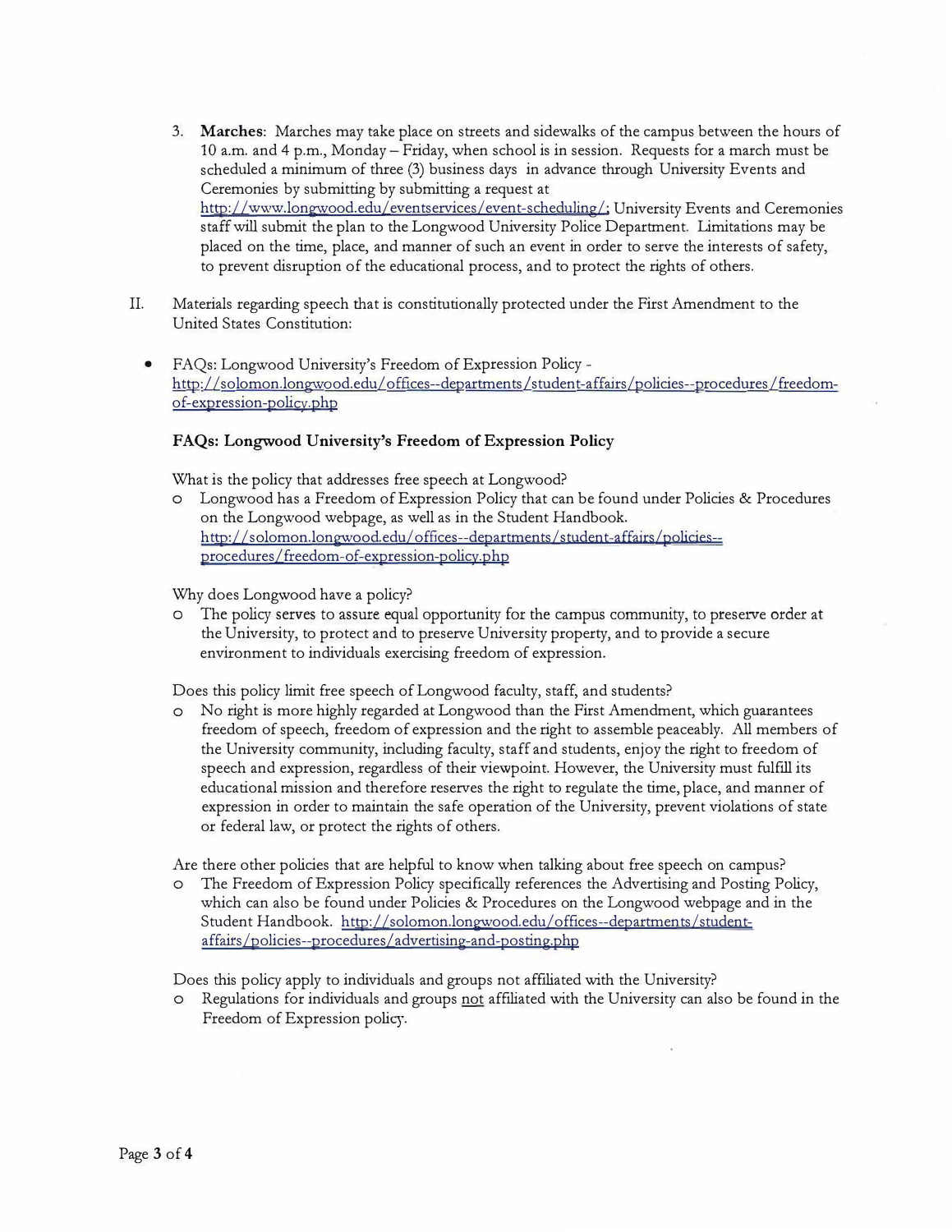3. **Marches**: Marches may take place on streets and sidewalks of the campus between the hours of 10 a.m. and 4 p.m., Monday – Friday, when school is in session. Requests for a march must be scheduled a minimum of three (3) business days in advance through University Events and Ceremonies by submitting by submitting a request at http://www.longwood.edu/eventservices/event-scheduling/; University Events and Ceremonies staff will submit the plan to the Longwood University Police Department. Limitations may be placed on the time, place, and manner of such an event in order to serve the interests of safety, to prevent disruption of the educational process, and to protect the rights of others.

II. Materials regarding speech that is constitutionally protected under the First Amendment to the United States Constitution:

- FAQs: Longwood University's Freedom of Expression Policy - http://solomon.longwood.edu/offices--departments/student-affairs/policies--procedures/freedom-of-expression-policy.php

**FAQs: Longwood University's Freedom of Expression Policy**

What is the policy that addresses free speech at Longwood?

- Longwood has a Freedom of Expression Policy that can be found under Policies & Procedures on the Longwood webpage, as well as in the Student Handbook. http://solomon.longwood.edu/offices--departments/student-affairs/policies--procedures/freedom-of-expression-policy.php

Why does Longwood have a policy?

- The policy serves to assure equal opportunity for the campus community, to preserve order at the University, to protect and to preserve University property, and to provide a secure environment to individuals exercising freedom of expression.

Does this policy limit free speech of Longwood faculty, staff, and students?

- No right is more highly regarded at Longwood than the First Amendment, which guarantees freedom of speech, freedom of expression and the right to assemble peaceably. All members of the University community, including faculty, staff and students, enjoy the right to freedom of speech and expression, regardless of their viewpoint. However, the University must fulfill its educational mission and therefore reserves the right to regulate the time, place, and manner of expression in order to maintain the safe operation of the University, prevent violations of state or federal law, or protect the rights of others.

Are there other policies that are helpful to know when talking about free speech on campus?

- The Freedom of Expression Policy specifically references the Advertising and Posting Policy, which can also be found under Policies & Procedures on the Longwood webpage and in the Student Handbook. http://solomon.longwood.edu/offices--departments/student-affairs/policies--procedures/advertising-and-posting.php

Does this policy apply to individuals and groups not affiliated with the University?

- Regulations for individuals and groups <u>not</u> affiliated with the University can also be found in the Freedom of Expression policy.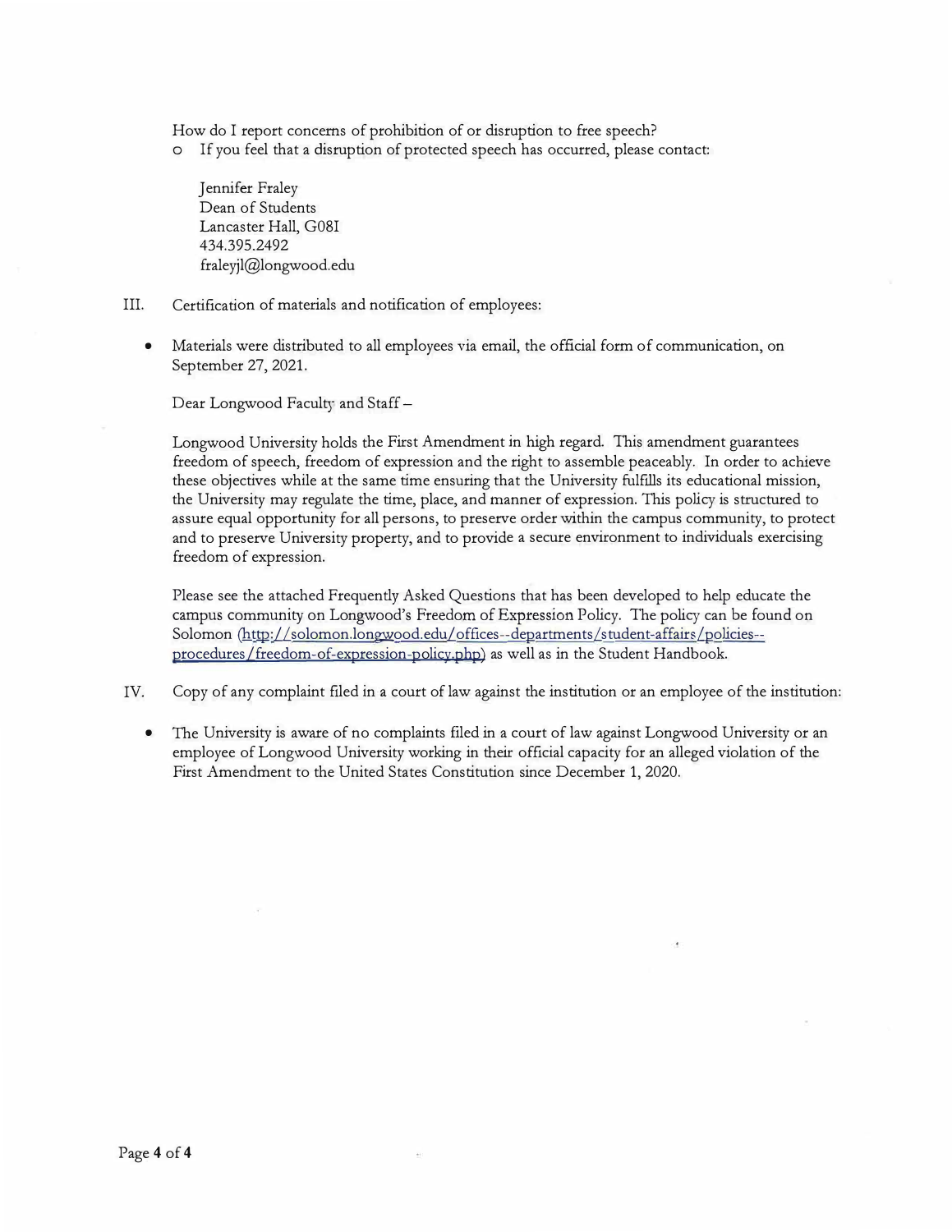How do I report concerns of prohibition of or disruption to free speech?

- If you feel that a disruption of protected speech has occurred, please contact:

  Jennifer Fraley
  Dean of Students
  Lancaster Hall, G08I
  434.395.2492
  fraleyjl@longwood.edu

III. Certification of materials and notification of employees:

- Materials were distributed to all employees via email, the official form of communication, on September 27, 2021.

  Dear Longwood Faculty and Staff –

  Longwood University holds the First Amendment in high regard. This amendment guarantees freedom of speech, freedom of expression and the right to assemble peaceably. In order to achieve these objectives while at the same time ensuring that the University fulfills its educational mission, the University may regulate the time, place, and manner of expression. This policy is structured to assure equal opportunity for all persons, to preserve order within the campus community, to protect and to preserve University property, and to provide a secure environment to individuals exercising freedom of expression.

  Please see the attached Frequently Asked Questions that has been developed to help educate the campus community on Longwood's Freedom of Expression Policy. The policy can be found on Solomon (http://solomon.longwood.edu/offices--departments/student-affairs/policies--procedures/freedom-of-expression-policy.php) as well as in the Student Handbook.

IV. Copy of any complaint filed in a court of law against the institution or an employee of the institution:

- The University is aware of no complaints filed in a court of law against Longwood University or an employee of Longwood University working in their official capacity for an alleged violation of the First Amendment to the United States Constitution since December 1, 2020.